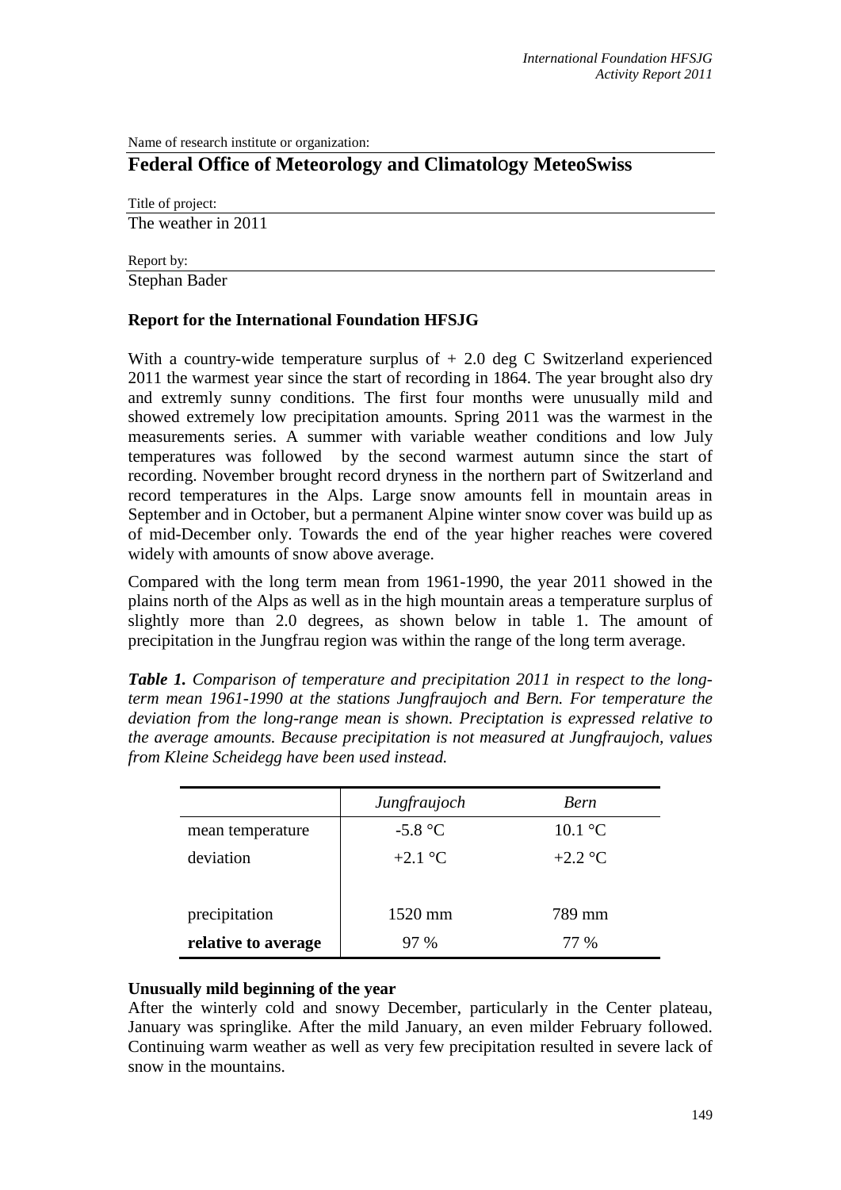Name of research institute or organization:

# Federal Office of Meteorology and Climatology MeteoSwiss

Title of project:

The weather in 2011

Report by:

Stephan Bader

## Report for the International Foundation HFSJG

With a country-wide temperature surplus of + 2.0 deg C Switzerland experienced 2011 the warmest year since the start of recording in 1864. The year brought also dry and extremly sunny conditions. The first four months were unusually mild and showed extremely low precipitation amounts. Spring 2011 was the warmest in the measurements series. A summer with variable weather conditions and low July temperatures was followed by the second warmest autumn since the start of recording. November brought record dryness in the northern part of Switzerland and record temperatures in the Alps. Large snow amounts fell in mountain areas in September and in October, but a permanent Alpine winter snow cover was build up as of mid-December only. Towards the end of the year higher reaches were covered widely with amounts of snow above average.

Compared with the long term mean from 1961-1990, the year 2011 showed in the plains north of the Alps as well as in the high mountain areas a temperature surplus of slightly more than 2.0 degrees, as shown below in table 1. The amount of precipitation in the Jungfrau region was within the range of the long term average.

***Table 1.*** *Comparison of temperature and precipitation 2011 in respect to the long-term mean 1961-1990 at the stations Jungfraujoch and Bern. For temperature the deviation from the long-range mean is shown. Preciptation is expressed relative to the average amounts. Because precipitation is not measured at Jungfraujoch, values from Kleine Scheidegg have been used instead.*

| | *Jungfraujoch* | *Bern* |
|---|---|---|
| mean temperature | -5.8 °C | 10.1 °C |
| deviation | +2.1 °C | +2.2 °C |
| precipitation | 1520 mm | 789 mm |
| **relative to average** | 97 % | 77 % |

### Unusually mild beginning of the year

After the winterly cold and snowy December, particularly in the Center plateau, January was springlike. After the mild January, an even milder February followed. Continuing warm weather as well as very few precipitation resulted in severe lack of snow in the mountains.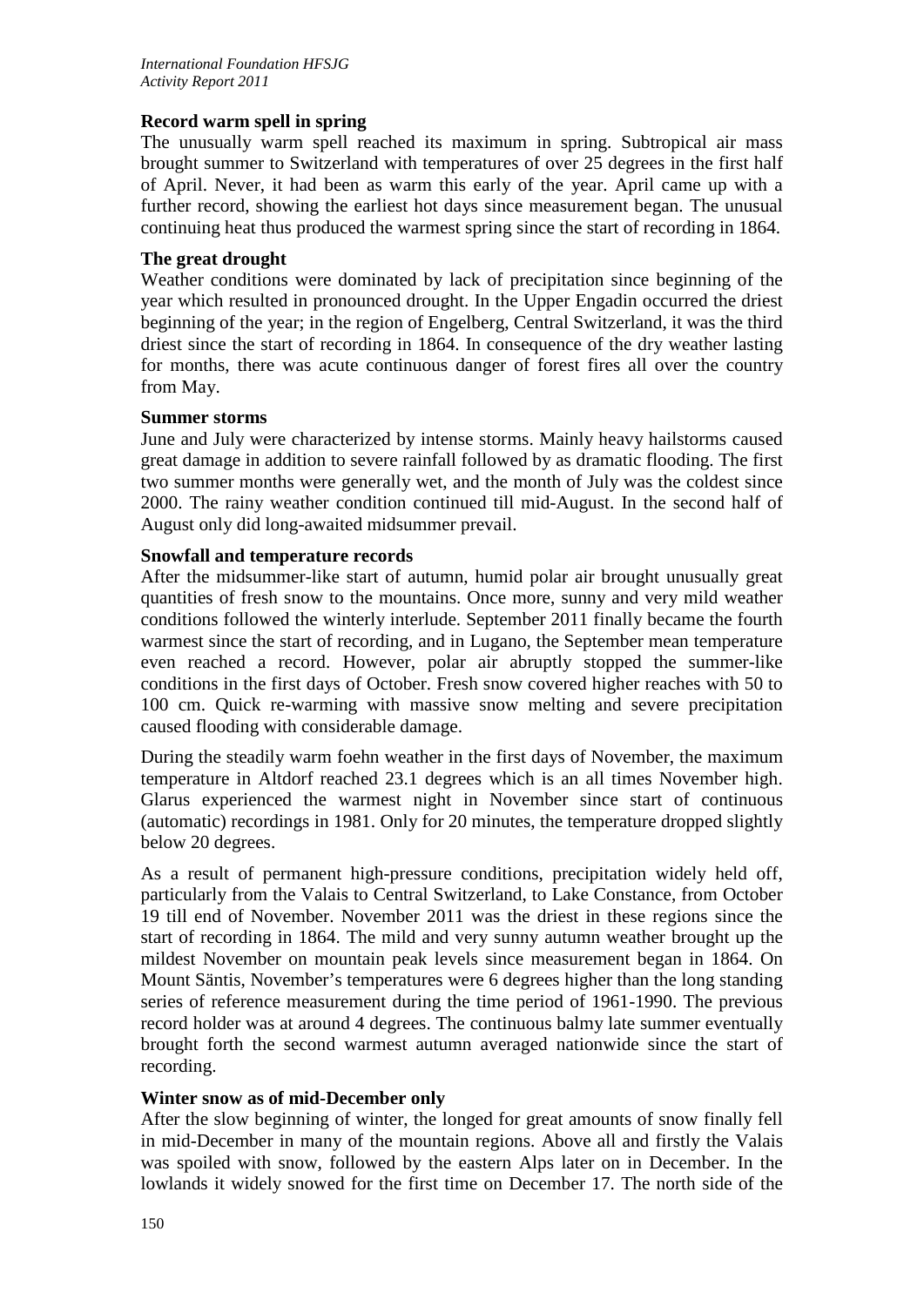**Record warm spell in spring**

The unusually warm spell reached its maximum in spring. Subtropical air mass brought summer to Switzerland with temperatures of over 25 degrees in the first half of April. Never, it had been as warm this early of the year. April came up with a further record, showing the earliest hot days since measurement began. The unusual continuing heat thus produced the warmest spring since the start of recording in 1864.

**The great drought**

Weather conditions were dominated by lack of precipitation since beginning of the year which resulted in pronounced drought. In the Upper Engadin occurred the driest beginning of the year; in the region of Engelberg, Central Switzerland, it was the third driest since the start of recording in 1864. In consequence of the dry weather lasting for months, there was acute continuous danger of forest fires all over the country from May.

**Summer storms**

June and July were characterized by intense storms. Mainly heavy hailstorms caused great damage in addition to severe rainfall followed by as dramatic flooding. The first two summer months were generally wet, and the month of July was the coldest since 2000. The rainy weather condition continued till mid-August. In the second half of August only did long-awaited midsummer prevail.

**Snowfall and temperature records**

After the midsummer-like start of autumn, humid polar air brought unusually great quantities of fresh snow to the mountains. Once more, sunny and very mild weather conditions followed the winterly interlude. September 2011 finally became the fourth warmest since the start of recording, and in Lugano, the September mean temperature even reached a record. However, polar air abruptly stopped the summer-like conditions in the first days of October. Fresh snow covered higher reaches with 50 to 100 cm. Quick re-warming with massive snow melting and severe precipitation caused flooding with considerable damage.

During the steadily warm foehn weather in the first days of November, the maximum temperature in Altdorf reached 23.1 degrees which is an all times November high. Glarus experienced the warmest night in November since start of continuous (automatic) recordings in 1981. Only for 20 minutes, the temperature dropped slightly below 20 degrees.

As a result of permanent high-pressure conditions, precipitation widely held off, particularly from the Valais to Central Switzerland, to Lake Constance, from October 19 till end of November. November 2011 was the driest in these regions since the start of recording in 1864. The mild and very sunny autumn weather brought up the mildest November on mountain peak levels since measurement began in 1864. On Mount Säntis, November's temperatures were 6 degrees higher than the long standing series of reference measurement during the time period of 1961-1990. The previous record holder was at around 4 degrees. The continuous balmy late summer eventually brought forth the second warmest autumn averaged nationwide since the start of recording.

**Winter snow as of mid-December only**

After the slow beginning of winter, the longed for great amounts of snow finally fell in mid-December in many of the mountain regions. Above all and firstly the Valais was spoiled with snow, followed by the eastern Alps later on in December. In the lowlands it widely snowed for the first time on December 17. The north side of the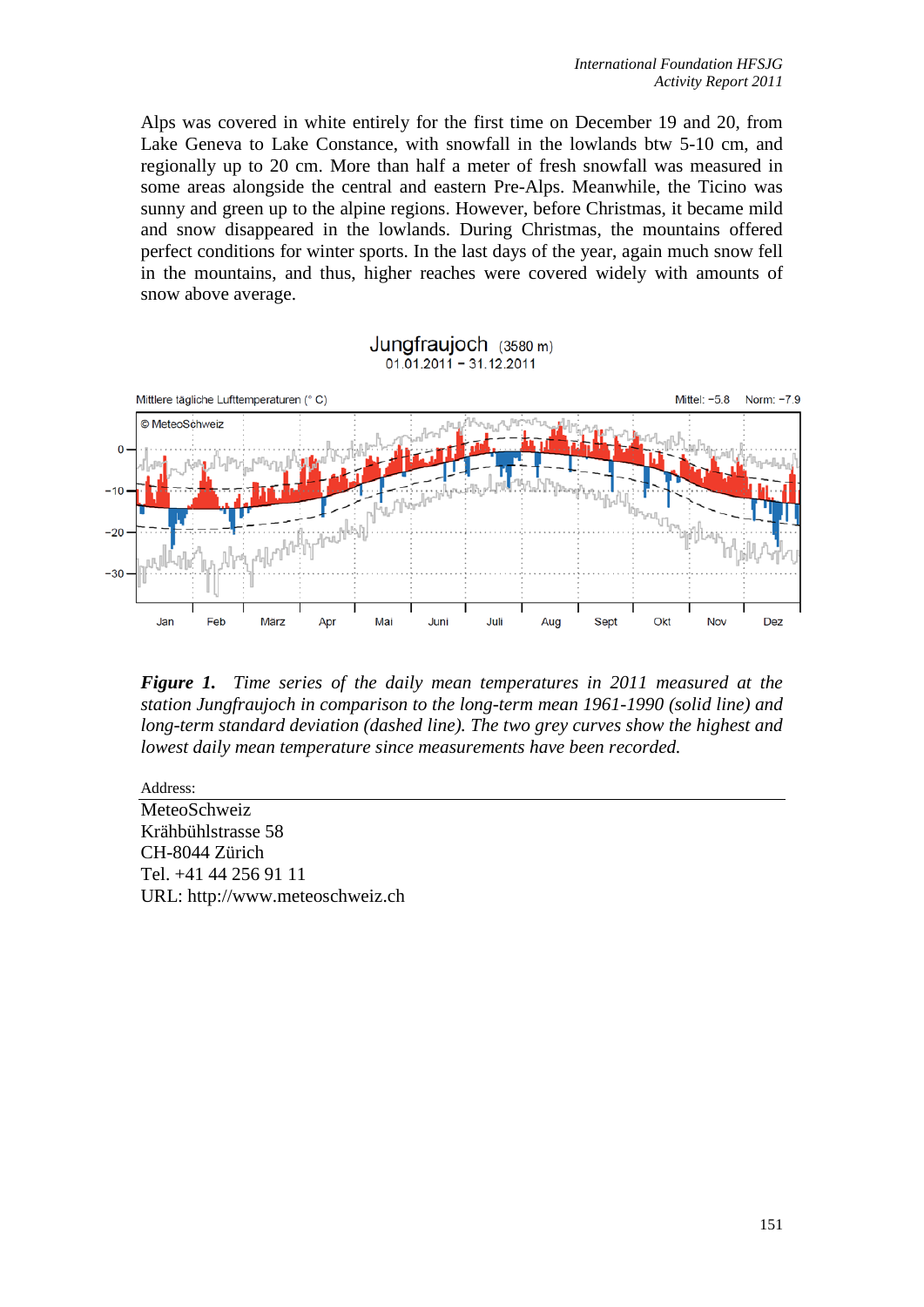Alps was covered in white entirely for the first time on December 19 and 20, from Lake Geneva to Lake Constance, with snowfall in the lowlands btw 5-10 cm, and regionally up to 20 cm. More than half a meter of fresh snowfall was measured in some areas alongside the central and eastern Pre-Alps. Meanwhile, the Ticino was sunny and green up to the alpine regions. However, before Christmas, it became mild and snow disappeared in the lowlands. During Christmas, the mountains offered perfect conditions for winter sports. In the last days of the year, again much snow fell in the mountains, and thus, higher reaches were covered widely with amounts of snow above average.

Jungfraujoch (3580 m)
01.01.2011 – 31.12.2011

Mittlere tägliche Lufttemperaturen (° C)
Mittel: −5.8
Norm: −7.9
© MeteoSchweiz

0
−10
−20
−30

Jan Feb März Apr Mai Juni Juli Aug Sept Okt Nov Dez

***Figure 1.*** *Time series of the daily mean temperatures in 2011 measured at the station Jungfraujoch in comparison to the long-term mean 1961-1990 (solid line) and long-term standard deviation (dashed line). The two grey curves show the highest and lowest daily mean temperature since measurements have been recorded.*

Address:

MeteoSchweiz
Krähbühlstrasse 58
CH-8044 Zürich
Tel. +41 44 256 91 11
URL: http://www.meteoschweiz.ch